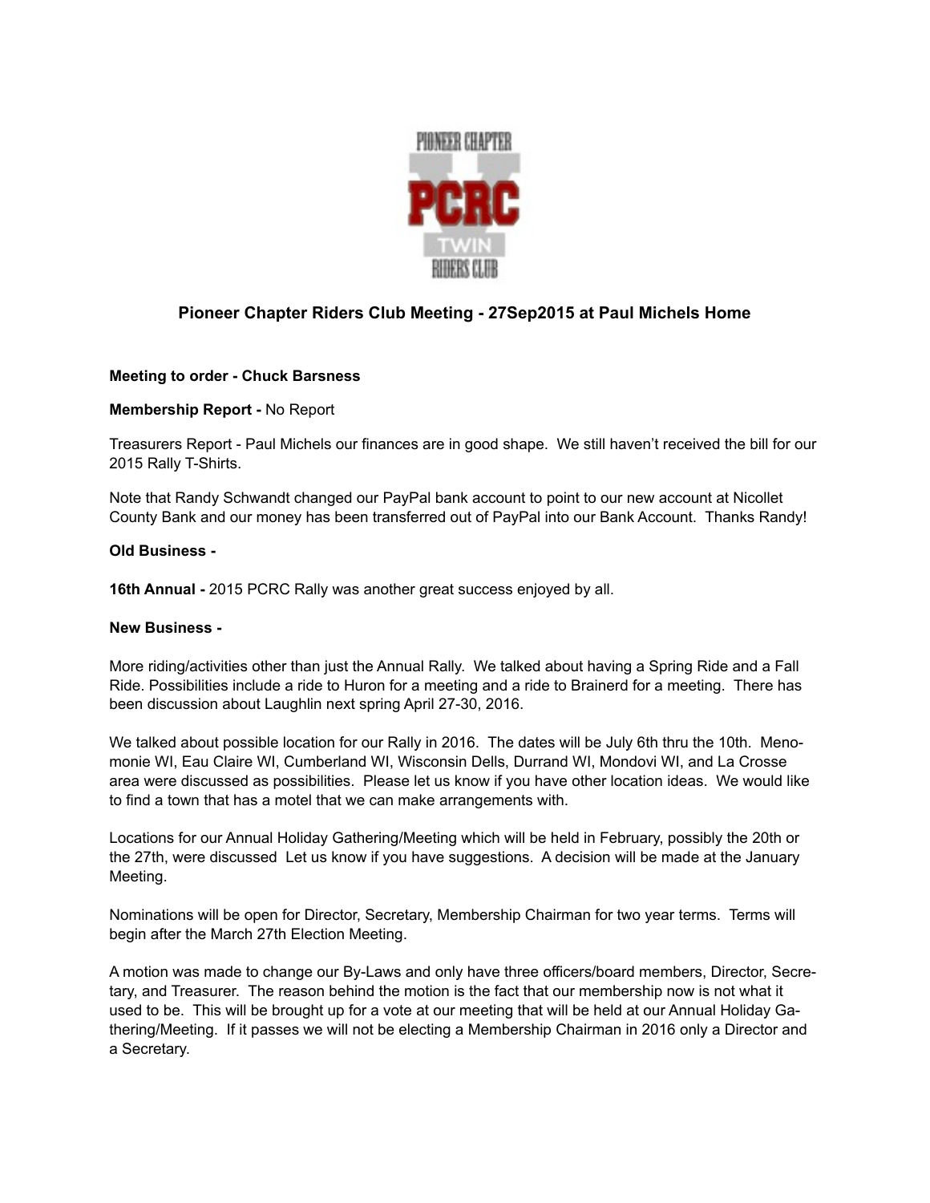## Pioneer Chapter Riders Club Meeting - 27Sep2015 at Paul Michels Home

**Meeting to order - Chuck Barsness**

**Membership Report -** No Report

Treasurers Report - Paul Michels our finances are in good shape. We still haven't received the bill for our 2015 Rally T-Shirts.

Note that Randy Schwandt changed our PayPal bank account to point to our new account at Nicollet County Bank and our money has been transferred out of PayPal into our Bank Account. Thanks Randy!

**Old Business -**

**16th Annual -** 2015 PCRC Rally was another great success enjoyed by all.

**New Business -**

More riding/activities other than just the Annual Rally. We talked about having a Spring Ride and a Fall Ride. Possibilities include a ride to Huron for a meeting and a ride to Brainerd for a meeting. There has been discussion about Laughlin next spring April 27-30, 2016.

We talked about possible location for our Rally in 2016. The dates will be July 6th thru the 10th. Menomonie WI, Eau Claire WI, Cumberland WI, Wisconsin Dells, Durrand WI, Mondovi WI, and La Crosse area were discussed as possibilities. Please let us know if you have other location ideas. We would like to find a town that has a motel that we can make arrangements with.

Locations for our Annual Holiday Gathering/Meeting which will be held in February, possibly the 20th or the 27th, were discussed Let us know if you have suggestions. A decision will be made at the January Meeting.

Nominations will be open for Director, Secretary, Membership Chairman for two year terms. Terms will begin after the March 27th Election Meeting.

A motion was made to change our By-Laws and only have three officers/board members, Director, Secretary, and Treasurer. The reason behind the motion is the fact that our membership now is not what it used to be. This will be brought up for a vote at our meeting that will be held at our Annual Holiday Gathering/Meeting. If it passes we will not be electing a Membership Chairman in 2016 only a Director and a Secretary.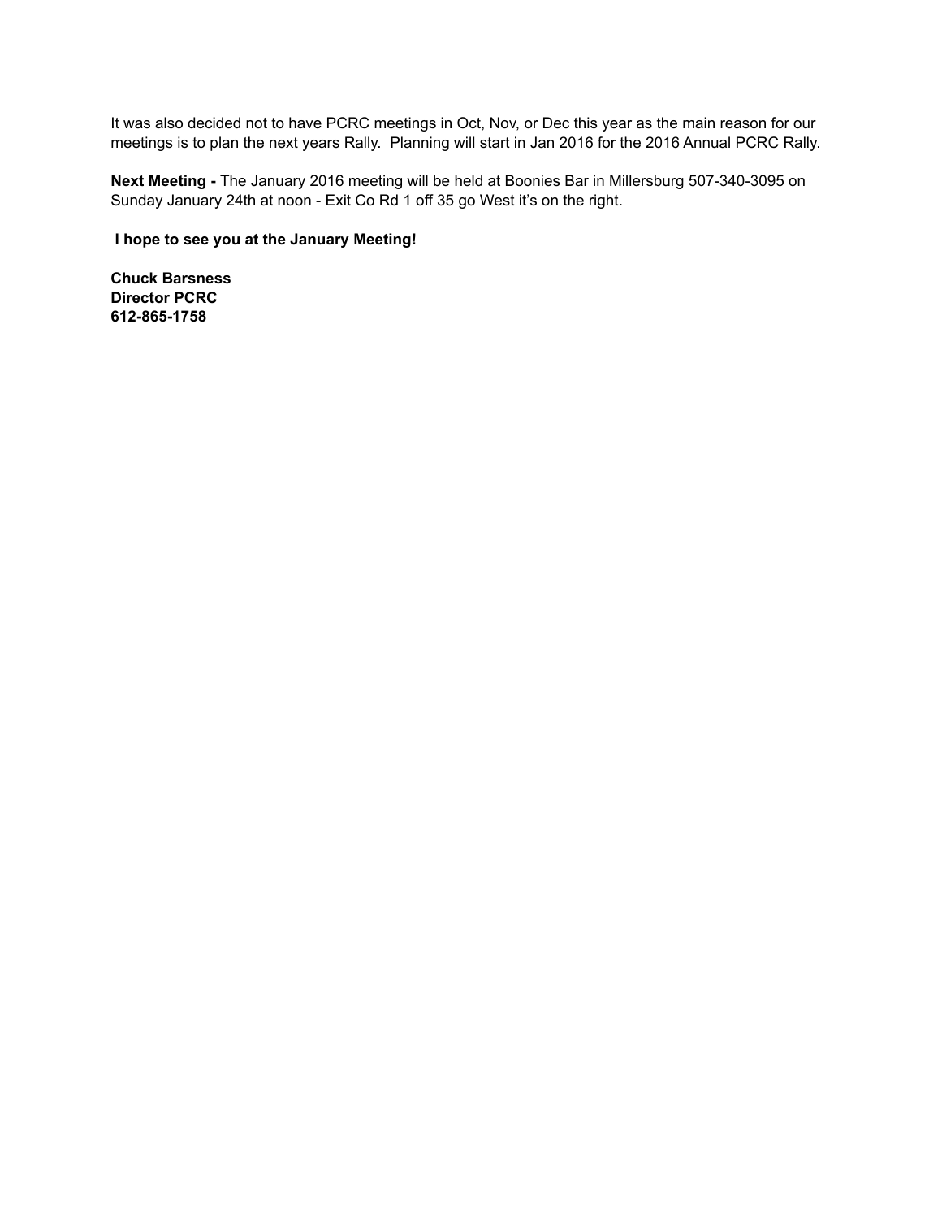It was also decided not to have PCRC meetings in Oct, Nov, or Dec this year as the main reason for our meetings is to plan the next years Rally. Planning will start in Jan 2016 for the 2016 Annual PCRC Rally.

**Next Meeting -** The January 2016 meeting will be held at Boonies Bar in Millersburg 507-340-3095 on Sunday January 24th at noon - Exit Co Rd 1 off 35 go West it's on the right.

**I hope to see you at the January Meeting!**

**Chuck Barsness**
**Director PCRC**
**612-865-1758**